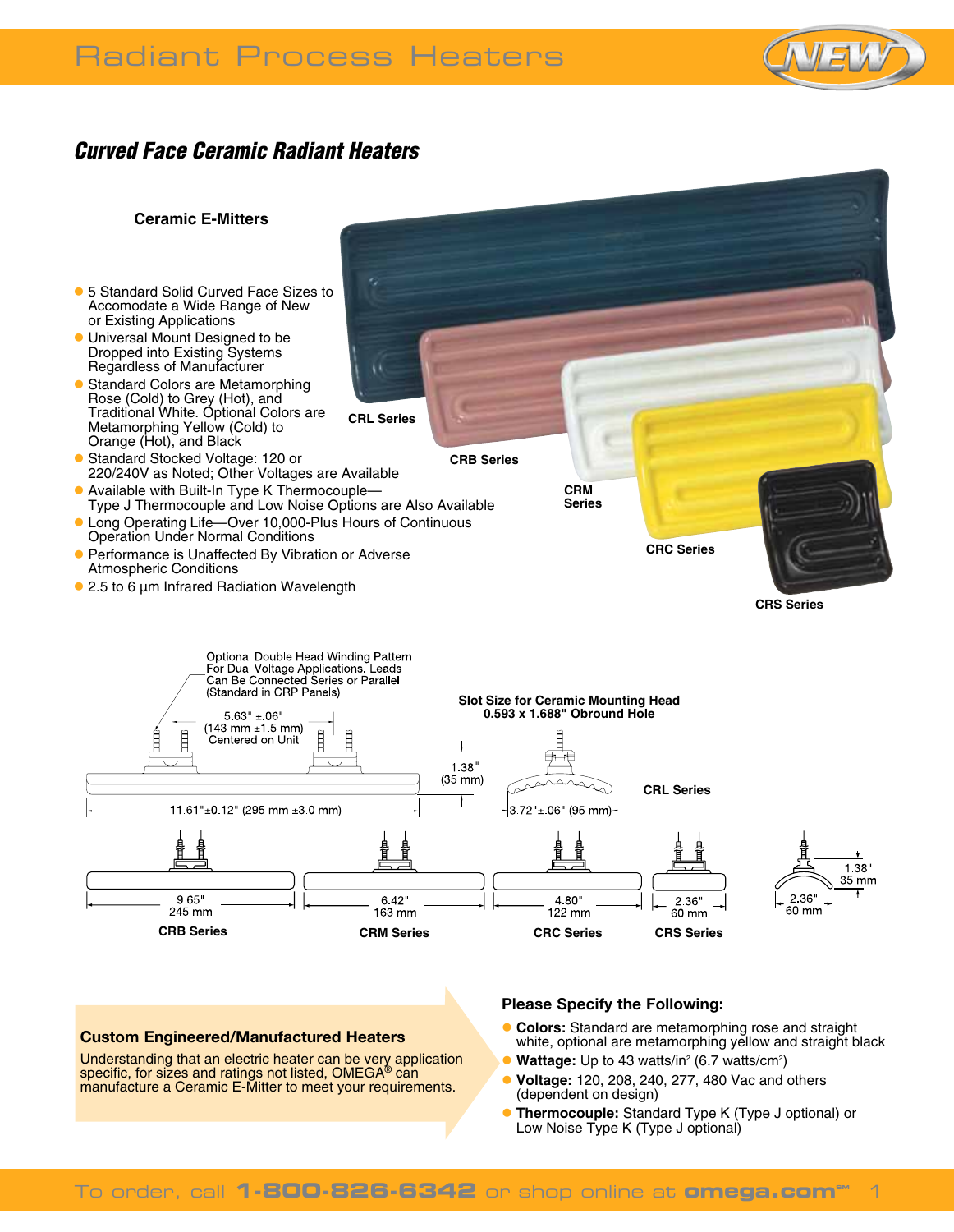# Radiant Process Heaters

## *Curved Face Ceramic Radiant Heaters*

### Ceramic E-Mitters

- 5 Standard Solid Curved Face Sizes to Accomodate a Wide Range of New or Existing Applications
- Universal Mount Designed to be Dropped into Existing Systems Regardless of Manufacturer
- Standard Colors are Metamorphing Rose (Cold) to Grey (Hot), and Traditional White. Optional Colors are Metamorphing Yellow (Cold) to Orange (Hot), and Black
- Standard Stocked Voltage: 120 or 220/240V as Noted; Other Voltages are Available
- Available with Built-In Type K Thermocouple—Type J Thermocouple and Low Noise Options are Also Available
- Long Operating Life—Over 10,000-Plus Hours of Continuous Operation Under Normal Conditions
- Performance is Unaffected By Vibration or Adverse Atmospheric Conditions
- 2.5 to 6 µm Infrared Radiation Wavelength

CRL Series

CRB Series

CRM Series

CRC Series

CRS Series

Optional Double Head Winding Pattern For Dual Voltage Applications. Leads Can Be Connected Series or Parallel. (Standard in CRP Panels)

5.63" ±.06" (143 mm ±1.5 mm) Centered on Unit

1.38" (35 mm)

11.61"±0.12" (295 mm ±3.0 mm)

Slot Size for Ceramic Mounting Head 0.593 x 1.688" Obround Hole

3.72"±.06" (95 mm)

CRL Series

9.65" 245 mm — CRB Series

6.42" 163 mm — CRM Series

4.80" 122 mm — CRC Series

2.36" 60 mm — CRS Series

2.36" 60 mm; 1.38" 35 mm

### Custom Engineered/Manufactured Heaters

Understanding that an electric heater can be very application specific, for sizes and ratings not listed, OMEGA® can manufacture a Ceramic E-Mitter to meet your requirements.

### Please Specify the Following:

- **Colors:** Standard are metamorphing rose and straight white, optional are metamorphing yellow and straight black
- **Wattage:** Up to 43 watts/in² (6.7 watts/cm²)
- **Voltage:** 120, 208, 240, 277, 480 Vac and others (dependent on design)
- **Thermocouple:** Standard Type K (Type J optional) or Low Noise Type K (Type J optional)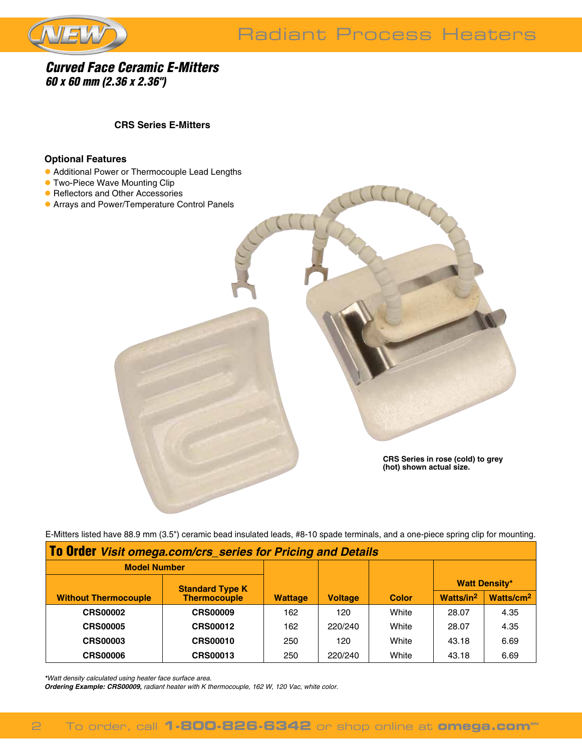## Radiant Process Heaters

### *Curved Face Ceramic E-Mitters*
### *60 x 60 mm (2.36 x 2.36")*

**CRS Series E-Mitters**

**Optional Features**

- Additional Power or Thermocouple Lead Lengths
- Two-Piece Wave Mounting Clip
- Reflectors and Other Accessories
- Arrays and Power/Temperature Control Panels

**CRS Series in rose (cold) to grey (hot) shown actual size.**

E-Mitters listed have 88.9 mm (3.5") ceramic bead insulated leads, #8-10 spade terminals, and a one-piece spring clip for mounting.

**To Order** ***Visit omega.com/crs_series for Pricing and Details***

| Model Number | | | | | Watt Density* | |
|---|---|---|---|---|---|---|
| **Without Thermocouple** | **Standard Type K Thermocouple** | **Wattage** | **Voltage** | **Color** | **Watts/in$^2$** | **Watts/cm$^2$** |
| **CRS00002** | **CRS00009** | 162 | 120 | White | 28.07 | 4.35 |
| **CRS00005** | **CRS00012** | 162 | 220/240 | White | 28.07 | 4.35 |
| **CRS00003** | **CRS00010** | 250 | 120 | White | 43.18 | 6.69 |
| **CRS00006** | **CRS00013** | 250 | 220/240 | White | 43.18 | 6.69 |

*\*Watt density calculated using heater face surface area.*

***Ordering Example: CRS00009,*** *radiant heater with K thermocouple, 162 W, 120 Vac, white color.*